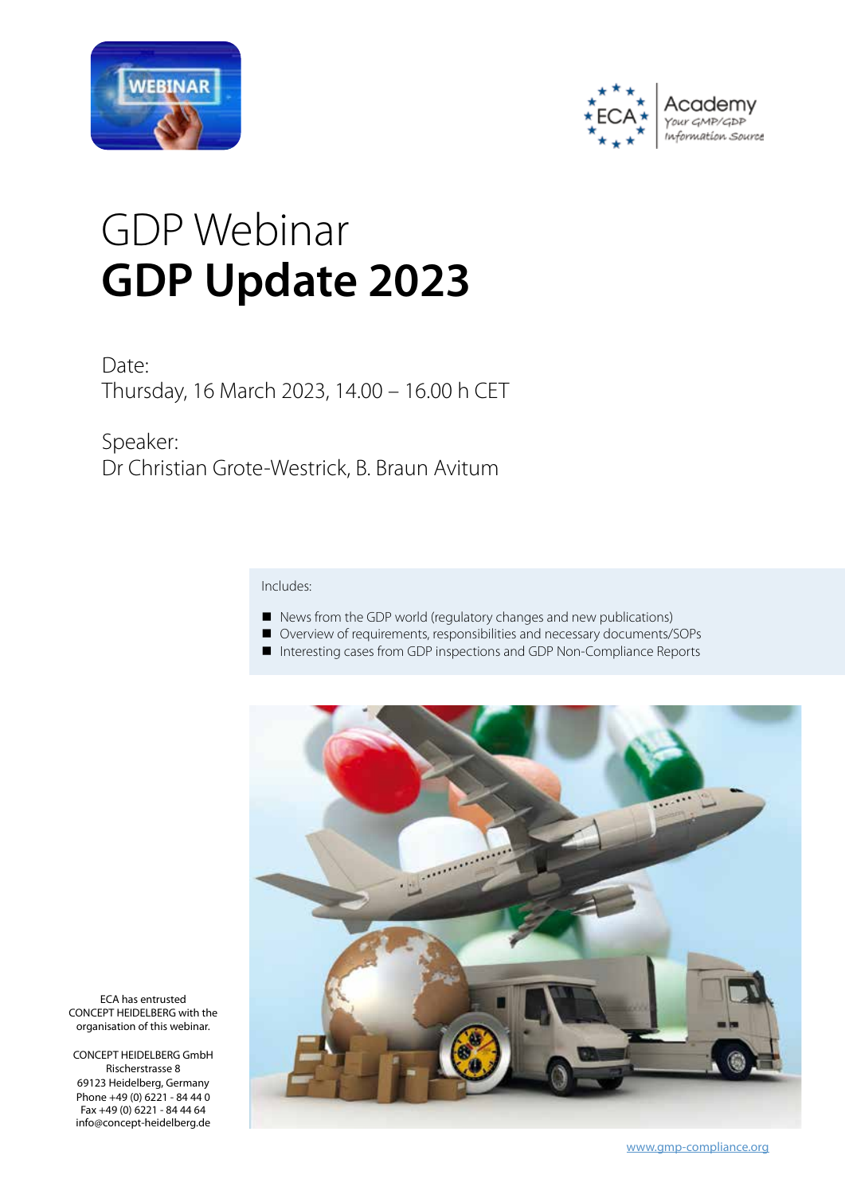WEBINAR

ECA Academy
Your GMP/GDP Information Source

# GDP Webinar
# GDP Update 2023

Date:
Thursday, 16 March 2023, 14.00 – 16.00 h CET

Speaker:
Dr Christian Grote-Westrick, B. Braun Avitum

Includes:

- News from the GDP world (regulatory changes and new publications)
- Overview of requirements, responsibilities and necessary documents/SOPs
- Interesting cases from GDP inspections and GDP Non-Compliance Reports

ECA has entrusted CONCEPT HEIDELBERG with the organisation of this webinar.

CONCEPT HEIDELBERG GmbH
Rischerstrasse 8
69123 Heidelberg, Germany
Phone +49 (0) 6221 - 84 44 0
Fax +49 (0) 6221 - 84 44 64
info@concept-heidelberg.de

www.gmp-compliance.org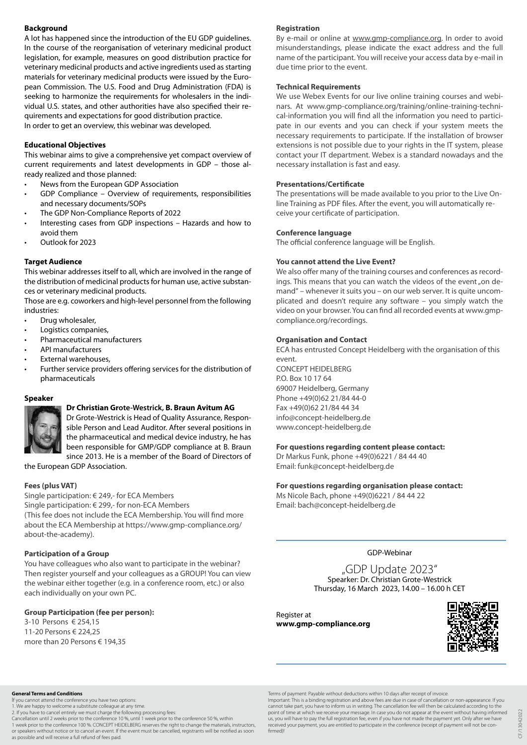### Background

A lot has happened since the introduction of the EU GDP guidelines. In the course of the reorganisation of veterinary medicinal product legislation, for example, measures on good distribution practice for veterinary medicinal products and active ingredients used as starting materials for veterinary medicinal products were issued by the European Commission. The U.S. Food and Drug Administration (FDA) is seeking to harmonize the requirements for wholesalers in the individual U.S. states, and other authorities have also specified their requirements and expectations for good distribution practice.
In order to get an overview, this webinar was developed.

### Educational Objectives

This webinar aims to give a comprehensive yet compact overview of current requirements and latest developments in GDP – those already realized and those planned:

- News from the European GDP Association
- GDP Compliance – Overview of requirements, responsibilities and necessary documents/SOPs
- The GDP Non-Compliance Reports of 2022
- Interesting cases from GDP inspections – Hazards and how to avoid them
- Outlook for 2023

### Target Audience

This webinar addresses itself to all, which are involved in the range of the distribution of medicinal products for human use, active substances or veterinary medicinal products.
Those are e.g. coworkers and high-level personnel from the following industries:

- Drug wholesaler,
- Logistics companies,
- Pharmaceutical manufacturers
- API manufacturers
- External warehouses,
- Further service providers offering services for the distribution of pharmaceuticals

### Speaker

**Dr Christian Grote-Westrick, B. Braun Avitum AG**
Dr Grote-Westrick is Head of Quality Assurance, Responsible Person and Lead Auditor. After several positions in the pharmaceutical and medical device industry, he has been responsible for GMP/GDP compliance at B. Braun since 2013. He is a member of the Board of Directors of the European GDP Association.

### Fees (plus VAT)

Single participation: € 249,- for ECA Members
Single participation: € 299,- for non-ECA Members
(This fee does not include the ECA Membership. You will find more about the ECA Membership at https://www.gmp-compliance.org/about-the-academy).

### Participation of a Group

You have colleagues who also want to participate in the webinar? Then register yourself and your colleagues as a GROUP! You can view the webinar either together (e.g. in a conference room, etc.) or also each individually on your own PC.

### Group Participation (fee per person):

3-10 Persons € 254,15
11-20 Persons € 224,25
more than 20 Persons € 194,35

### Registration

By e-mail or online at www.gmp-compliance.org. In order to avoid misunderstandings, please indicate the exact address and the full name of the participant. You will receive your access data by e-mail in due time prior to the event.

### Technical Requirements

We use Webex Events for our live online training courses and webinars. At www.gmp-compliance.org/training/online-training-technical-information you will find all the information you need to participate in our events and you can check if your system meets the necessary requirements to participate. If the installation of browser extensions is not possible due to your rights in the IT system, please contact your IT department. Webex is a standard nowadays and the necessary installation is fast and easy.

### Presentations/Certificate

The presentations will be made available to you prior to the Live Online Training as PDF files. After the event, you will automatically receive your certificate of participation.

### Conference language

The official conference language will be English.

### You cannot attend the Live Event?

We also offer many of the training courses and conferences as recordings. This means that you can watch the videos of the event „on demand" – whenever it suits you – on our web server. It is quite uncomplicated and doesn't require any software – you simply watch the video on your browser. You can find all recorded events at www.gmp-compliance.org/recordings.

### Organisation and Contact

ECA has entrusted Concept Heidelberg with the organisation of this event.
CONCEPT HEIDELBERG
P.O. Box 10 17 64
69007 Heidelberg, Germany
Phone +49(0)62 21/84 44-0
Fax +49(0)62 21/84 44 34
info@concept-heidelberg.de
www.concept-heidelberg.de

### For questions regarding content please contact:

Dr Markus Funk, phone +49(0)6221 / 84 44 40
Email: funk@concept-heidelberg.de

### For questions regarding organisation please contact:

Ms Nicole Bach, phone +49(0)6221 / 84 44 22
Email: bach@concept-heidelberg.de

GDP-Webinar

„GDP Update 2023"
Spearker: Dr. Christian Grote-Westrick
Thursday, 16 March 2023, 14.00 – 16.00 h CET

Register at
**www.gmp-compliance.org**

**General Terms and Conditions**
If you cannot attend the conference you have two options:
1. We are happy to welcome a substitute colleague at any time.
2. If you have to cancel entirely we must charge the following processing fees:
Cancellation until 2 weeks prior to the conference 10 %, until 1 week prior to the conference 50 %, within 1 week prior to the conference 100 %. CONCEPT HEIDELBERG reserves the right to change the materials, instructors, or speakers without notice or to cancel an event. If the event must be cancelled, registrants will be notified as soon as possible and will receive a full refund of fees paid.

Terms of payment: Payable without deductions within 10 days after receipt of invoice.
Important: This is a binding registration and above fees are due in case of cancellation or non-appearance. If you cannot take part, you have to inform us in writing. The cancellation fee will then be calculated according to the point of time at which we receive your message. In case you do not appear at the event without having informed us, you will have to pay the full registration fee, even if you have not made the payment yet. Only after we have received your payment, you are entitled to participate in the conference (receipt of payment will not be confirmed)!

CF/13042022